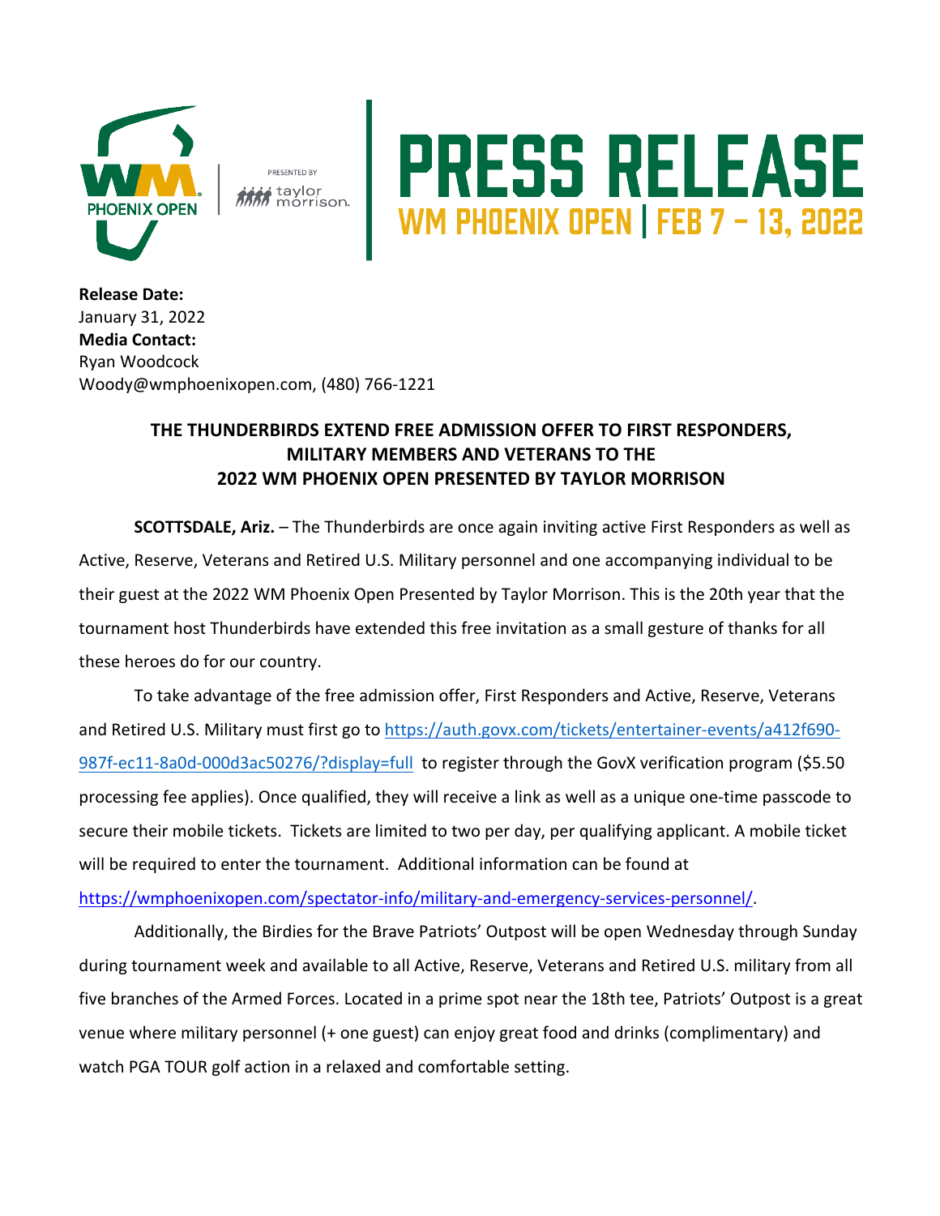WM PHOENIX OPEN

PRESENTED BY taylor morrison.

# PRESS RELEASE

## WM PHOENIX OPEN | FEB 7 – 13, 2022

**Release Date:**
January 31, 2022
**Media Contact:**
Ryan Woodcock
Woody@wmphoenixopen.com, (480) 766-1221

**THE THUNDERBIRDS EXTEND FREE ADMISSION OFFER TO FIRST RESPONDERS, MILITARY MEMBERS AND VETERANS TO THE 2022 WM PHOENIX OPEN PRESENTED BY TAYLOR MORRISON**

**SCOTTSDALE, Ariz.** – The Thunderbirds are once again inviting active First Responders as well as Active, Reserve, Veterans and Retired U.S. Military personnel and one accompanying individual to be their guest at the 2022 WM Phoenix Open Presented by Taylor Morrison. This is the 20th year that the tournament host Thunderbirds have extended this free invitation as a small gesture of thanks for all these heroes do for our country.

To take advantage of the free admission offer, First Responders and Active, Reserve, Veterans and Retired U.S. Military must first go to [https://auth.govx.com/tickets/entertainer-events/a412f690-987f-ec11-8a0d-000d3ac50276/?display=full](https://auth.govx.com/tickets/entertainer-events/a412f690-987f-ec11-8a0d-000d3ac50276/?display=full) to register through the GovX verification program ($5.50 processing fee applies). Once qualified, they will receive a link as well as a unique one-time passcode to secure their mobile tickets. Tickets are limited to two per day, per qualifying applicant. A mobile ticket will be required to enter the tournament. Additional information can be found at [https://wmphoenixopen.com/spectator-info/military-and-emergency-services-personnel/](https://wmphoenixopen.com/spectator-info/military-and-emergency-services-personnel/).

Additionally, the Birdies for the Brave Patriots' Outpost will be open Wednesday through Sunday during tournament week and available to all Active, Reserve, Veterans and Retired U.S. military from all five branches of the Armed Forces. Located in a prime spot near the 18th tee, Patriots' Outpost is a great venue where military personnel (+ one guest) can enjoy great food and drinks (complimentary) and watch PGA TOUR golf action in a relaxed and comfortable setting.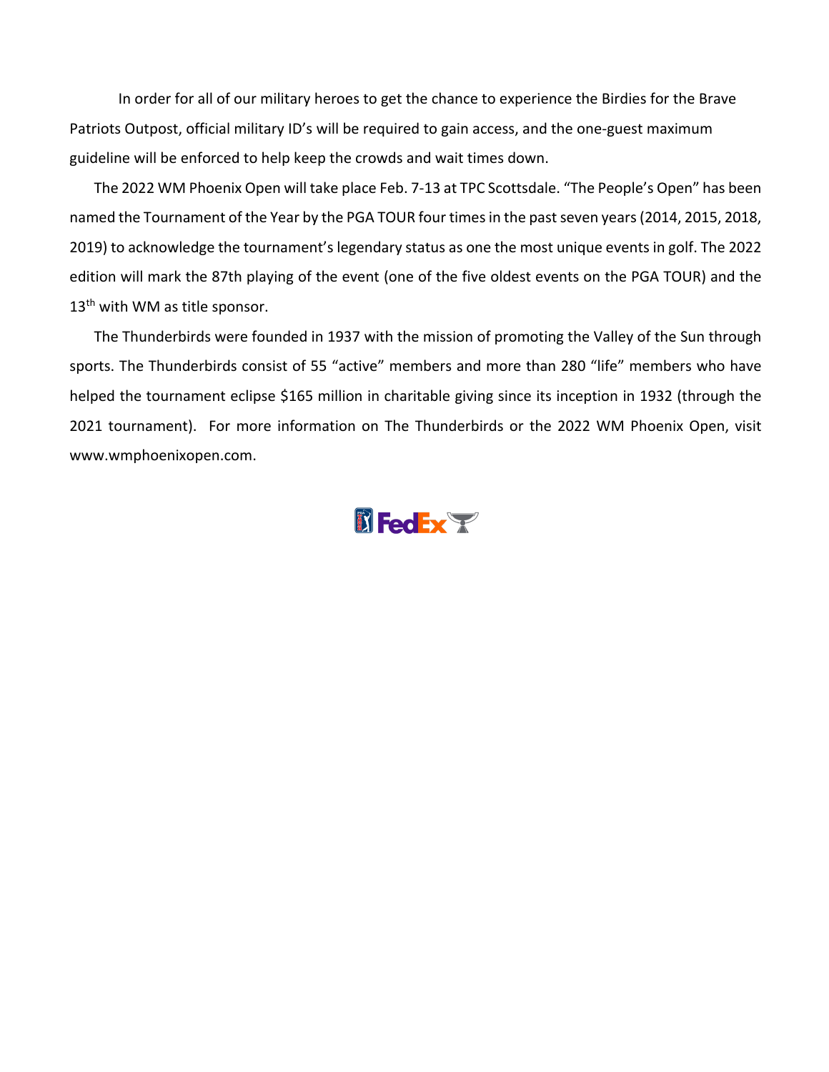In order for all of our military heroes to get the chance to experience the Birdies for the Brave Patriots Outpost, official military ID's will be required to gain access, and the one-guest maximum guideline will be enforced to help keep the crowds and wait times down.

The 2022 WM Phoenix Open will take place Feb. 7-13 at TPC Scottsdale. "The People's Open" has been named the Tournament of the Year by the PGA TOUR four times in the past seven years (2014, 2015, 2018, 2019) to acknowledge the tournament's legendary status as one the most unique events in golf. The 2022 edition will mark the 87th playing of the event (one of the five oldest events on the PGA TOUR) and the 13th with WM as title sponsor.

The Thunderbirds were founded in 1937 with the mission of promoting the Valley of the Sun through sports. The Thunderbirds consist of 55 "active" members and more than 280 "life" members who have helped the tournament eclipse $165 million in charitable giving since its inception in 1932 (through the 2021 tournament). For more information on The Thunderbirds or the 2022 WM Phoenix Open, visit www.wmphoenixopen.com.

FedEx